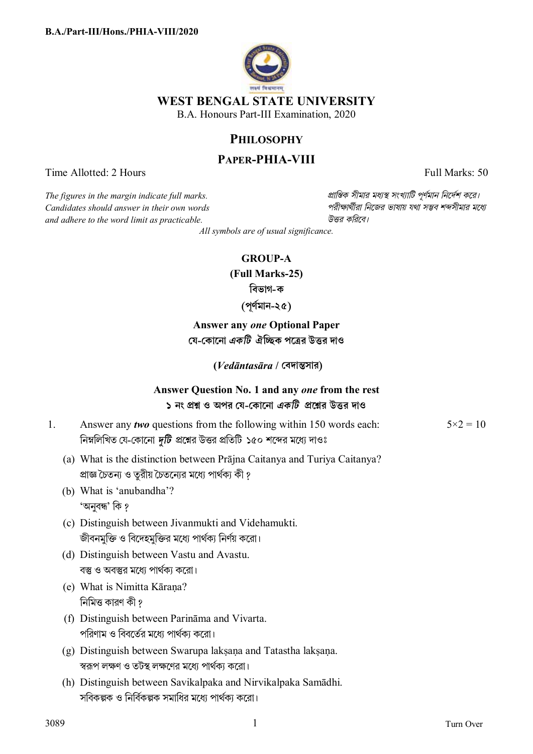# WEST BENGAL STATE UNIVERSITY

B.A. Honours Part-III Examination, 2020

## PHILOSOPHY

## PAPER-PHIA-VIII

Time Allotted: 2 Hours | Full Marks: 50

*The figures in the margin indicate full marks. Candidates should answer in their own words and adhere to the word limit as practicable.*

*প্রান্তিক সীমার মধ্যস্থ সংখ্যাটি পূর্ণমান নির্দেশ করে। পরীক্ষার্থীরা নিজের ভাষায় যথা সম্ভব শব্দসীমার মধ্যে উত্তর করিবে।*

*All symbols are of usual significance.*

### GROUP-A

**(Full Marks-25)**

**বিভাগ-ক**

**(পূর্ণমান-২৫)**

**Answer any *one* Optional Paper**

**যে-কোনো *একটি* ঐচ্ছিক পত্রের উত্তর দাও**

**(*Vedāntasāra* / বেদান্তসার)**

**Answer Question No. 1 and any *one* from the rest**

**১ নং প্রশ্ন ও অপর যে-কোনো *একটি* প্রশ্নের উত্তর দাও**

1. Answer any ***two*** questions from the following within 150 words each: 5×2 = 10

   নিম্নলিখিত যে-কোনো ***দুটি*** প্রশ্নের উত্তর প্রতিটি ১৫০ শব্দের মধ্যে দাওঃ

   (a) What is the distinction between Prājna Caitanya and Turiya Caitanya?
   প্রাজ্ঞ চৈতন্য ও তুরীয় চৈতন্যের মধ্যে পার্থক্য কী ?

   (b) What is 'anubandha'?
   'অনুবন্ধ' কি ?

   (c) Distinguish between Jivanmukti and Videhamukti.
   জীবনমুক্তি ও বিদেহমুক্তির মধ্যে পার্থক্য নির্ণয় করো।

   (d) Distinguish between Vastu and Avastu.
   বস্তু ও অবস্তুর মধ্যে পার্থক্য করো।

   (e) What is Nimitta Kāraṇa?
   নিমিত্ত কারণ কী ?

   (f) Distinguish between Parināma and Vivarta.
   পরিণাম ও বিবর্তের মধ্যে পার্থক্য করো।

   (g) Distinguish between Swarupa lakṣaṇa and Tatastha lakṣaṇa.
   স্বরূপ লক্ষণ ও তটস্থ লক্ষণের মধ্যে পার্থক্য করো।

   (h) Distinguish between Savikalpaka and Nirvikalpaka Samādhi.
   সবিকল্পক ও নির্বিকল্পক সমাধির মধ্যে পার্থক্য করো।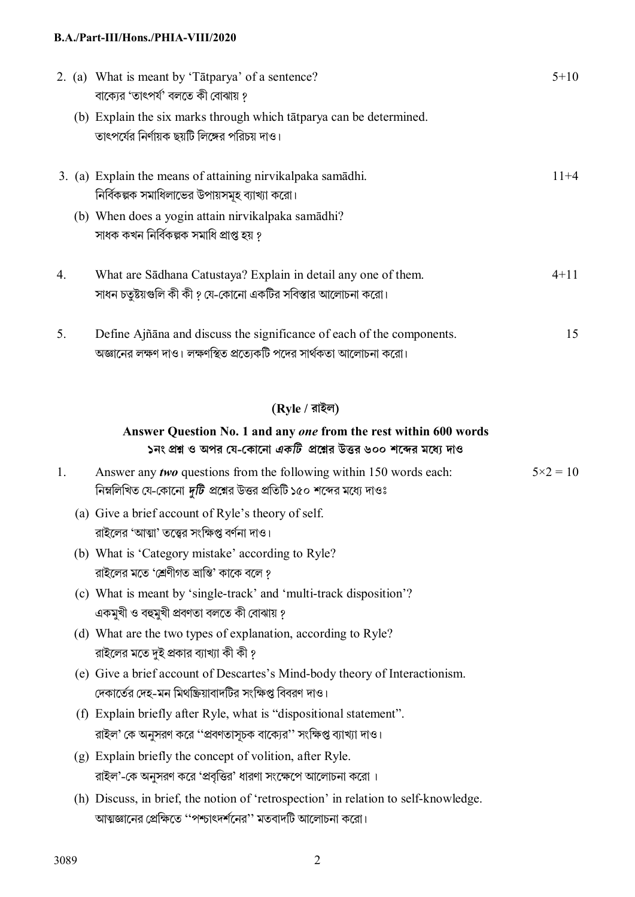2. (a) What is meant by 'Tātparya' of a sentence? 5+10
বাক্যের 'তাৎপর্য' বলতে কী বোঝায় ?

(b) Explain the six marks through which tātparya can be determined.
তাৎপর্যের নির্ণায়ক ছয়টি লিঙ্গের পরিচয় দাও।

3. (a) Explain the means of attaining nirvikalpaka samādhi. 11+4
নির্বিকল্পক সমাধিলাভের উপায়সমূহ ব্যাখ্যা করো।

(b) When does a yogin attain nirvikalpaka samādhi?
সাধক কখন নির্বিকল্পক সমাধি প্রাপ্ত হয় ?

4. What are Sādhana Catustaya? Explain in detail any one of them. 4+11
সাধন চতুষ্টয়গুলি কী কী ? যে-কোনো একটির সবিস্তার আলোচনা করো।

5. Define Ajñāna and discuss the significance of each of the components. 15
অজ্ঞানের লক্ষণ দাও। লক্ষণস্থিত প্রত্যেকটি পদের সার্থকতা আলোচনা করো।

## (Ryle / রাইল)

**Answer Question No. 1 and any *one* from the rest within 600 words**
**১নং প্রশ্ন ও অপর যে-কোনো *একটি* প্রশ্নের উত্তর ৬০০ শব্দের মধ্যে দাও**

1. Answer any ***two*** questions from the following within 150 words each: 5×2 = 10
নিম্নলিখিত যে-কোনো ***দুটি*** প্রশ্নের উত্তর প্রতিটি ১৫০ শব্দের মধ্যে দাওঃ

(a) Give a brief account of Ryle's theory of self.
রাইলের 'আত্মা' তত্ত্বের সংক্ষিপ্ত বর্ণনা দাও।

(b) What is 'Category mistake' according to Ryle?
রাইলের মতে 'শ্রেণীগত ভ্রান্তি' কাকে বলে ?

(c) What is meant by 'single-track' and 'multi-track disposition'?
একমুখী ও বহুমুখী প্রবণতা বলতে কী বোঝায় ?

(d) What are the two types of explanation, according to Ryle?
রাইলের মতে দুই প্রকার ব্যাখ্যা কী কী ?

(e) Give a brief account of Descartes's Mind-body theory of Interactionism.
দেকার্তের দেহ-মন মিথস্ক্রিয়াবাদটির সংক্ষিপ্ত বিবরণ দাও।

(f) Explain briefly after Ryle, what is "dispositional statement".
রাইল' কে অনুসরণ করে ''প্রবণতাসূচক বাক্যের'' সংক্ষিপ্ত ব্যাখ্যা দাও।

(g) Explain briefly the concept of volition, after Ryle.
রাইল'-কে অনুসরণ করে 'প্রবৃত্তির' ধারণা সংক্ষেপে আলোচনা করো ।

(h) Discuss, in brief, the notion of 'retrospection' in relation to self-knowledge.
আত্মজ্ঞানের প্রেক্ষিতে ''পশ্চাৎদর্শনের'' মতবাদটি আলোচনা করো।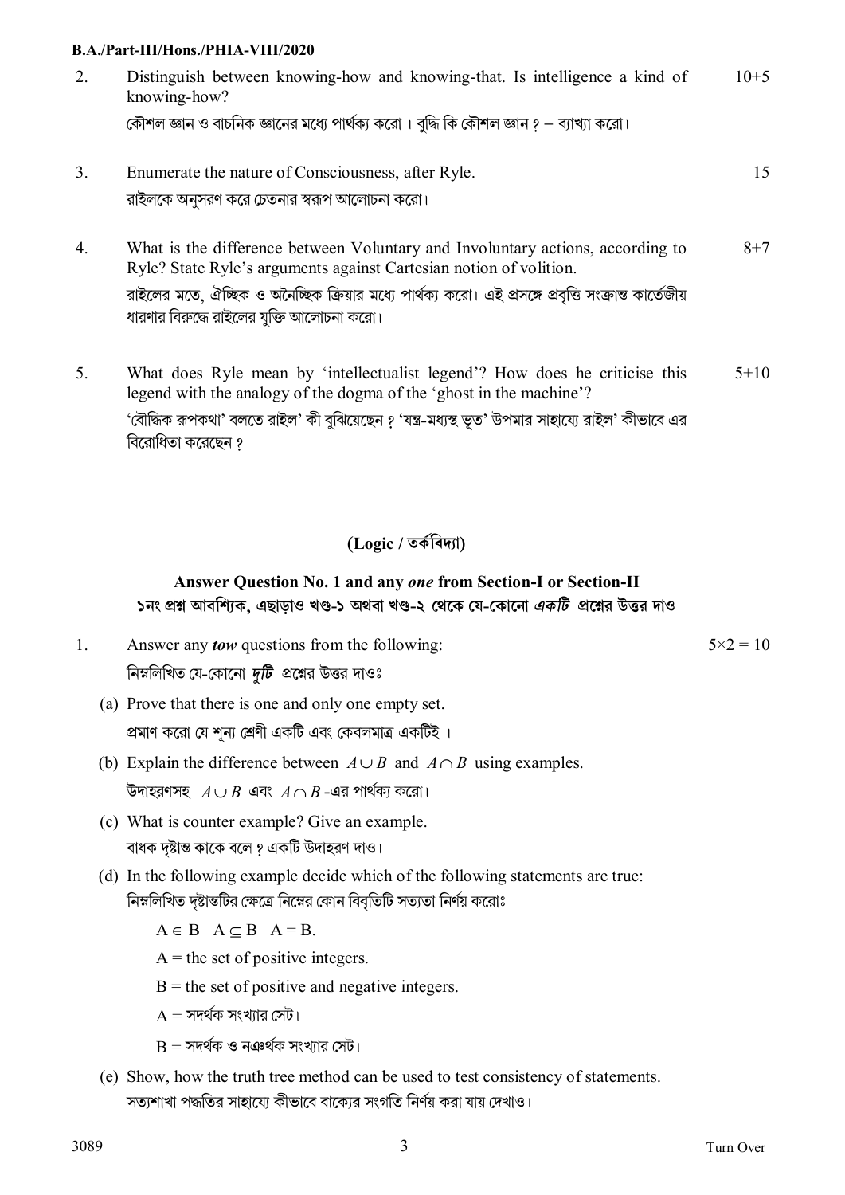2. Distinguish between knowing-how and knowing-that. Is intelligence a kind of knowing-how? 10+5

কৌশল জ্ঞান ও বাচনিক জ্ঞানের মধ্যে পার্থক্য করো । বুদ্ধি কি কৌশল জ্ঞান ? – ব্যাখ্যা করো।

3. Enumerate the nature of Consciousness, after Ryle. 15

রাইলকে অনুসরণ করে চেতনার স্বরূপ আলোচনা করো।

4. What is the difference between Voluntary and Involuntary actions, according to Ryle? State Ryle's arguments against Cartesian notion of volition. 8+7

রাইলের মতে, ঐচ্ছিক ও অনৈচ্ছিক ক্রিয়ার মধ্যে পার্থক্য করো। এই প্রসঙ্গে প্রবৃত্তি সংক্রান্ত কার্তেজীয় ধারণার বিরুদ্ধে রাইলের যুক্তি আলোচনা করো।

5. What does Ryle mean by 'intellectualist legend'? How does he criticise this legend with the analogy of the dogma of the 'ghost in the machine'? 5+10

'বৌদ্ধিক রূপকথা' বলতে রাইল' কী বুঝিয়েছেন ? 'যন্ত্র-মধ্যস্থ ভূত' উপমার সাহায্যে রাইল' কীভাবে এর বিরোধিতা করেছেন ?

## (Logic / তর্কবিদ্যা)

**Answer Question No. 1 and any *one* from Section-I or Section-II**

**১নং প্রশ্ন আবশ্যিক, এছাড়াও খণ্ড-১ অথবা খণ্ড-২ থেকে যে-কোনো *একটি* প্রশ্নের উত্তর দাও**

1. Answer any ***tow*** questions from the following: $5\times 2 = 10$

নিম্নলিখিত যে-কোনো ***দুটি*** প্রশ্নের উত্তর দাওঃ

(a) Prove that there is one and only one empty set.

প্রমাণ করো যে শূন্য শ্রেণী একটি এবং কেবলমাত্র একটিই ।

(b) Explain the difference between $A \cup B$ and $A \cap B$ using examples.

উদাহরণসহ $A \cup B$ এবং $A \cap B$ -এর পার্থক্য করো।

(c) What is counter example? Give an example.

বাধক দৃষ্টান্ত কাকে বলে ? একটি উদাহরণ দাও।

(d) In the following example decide which of the following statements are true:

নিম্নলিখিত দৃষ্টান্তটির ক্ষেত্রে নিম্নের কোন বিবৃতিটি সত্যতা নির্ণয় করোঃ

$A \in B \quad A \subseteq B \quad A = B.$

A = the set of positive integers.

B = the set of positive and negative integers.

A = সদর্থক সংখ্যার সেট।

B = সদর্থক ও নঞর্থক সংখ্যার সেট।

(e) Show, how the truth tree method can be used to test consistency of statements.

সত্যশাখা পদ্ধতির সাহায্যে কীভাবে বাক্যের সংগতি নির্ণয় করা যায় দেখাও।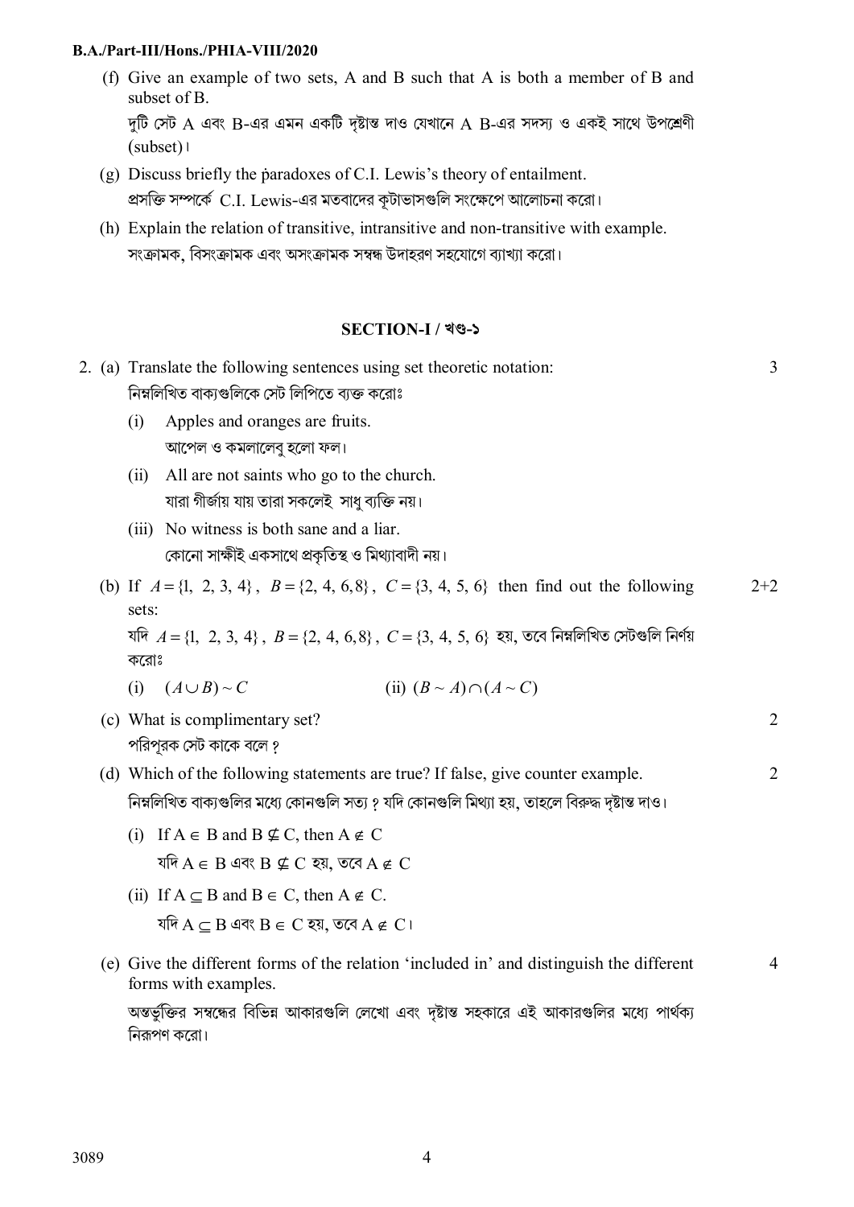(f) Give an example of two sets, A and B such that A is both a member of B and subset of B.

দুটি সেট A এবং B-এর এমন একটি দৃষ্টান্ত দাও যেখানে A B-এর সদস্য ও একই সাথে উপশ্রেণী (subset)।

(g) Discuss briefly the paradoxes of C.I. Lewis's theory of entailment.

প্রসক্তি সম্পর্কে C.I. Lewis-এর মতবাদের কূটাভাসগুলি সংক্ষেপে আলোচনা করো।

(h) Explain the relation of transitive, intransitive and non-transitive with example.

সংক্রামক, বিসংক্রামক এবং অসংক্রামক সম্বন্ধ উদাহরণ সহযোগে ব্যাখ্যা করো।

## SECTION-I / খণ্ড-১

2\. (a) Translate the following sentences using set theoretic notation: 3

নিম্নলিখিত বাক্যগুলিকে সেট লিপিতে ব্যক্ত করোঃ

(i) Apples and oranges are fruits.

আপেল ও কমলালেবু হলো ফল।

(ii) All are not saints who go to the church.

যারা গীর্জায় যায় তারা সকলেই সাধু ব্যক্তি নয়।

(iii) No witness is both sane and a liar.

কোনো সাক্ষীই একসাথে প্রকৃতিস্থ ও মিথ্যাবাদী নয়।

(b) If $A = \{1, 2, 3, 4\}$, $B = \{2, 4, 6, 8\}$, $C = \{3, 4, 5, 6\}$ then find out the following sets: 2+2

যদি $A = \{1, 2, 3, 4\}$, $B = \{2, 4, 6, 8\}$, $C = \{3, 4, 5, 6\}$ হয়, তবে নিম্নলিখিত সেটগুলি নির্ণয় করোঃ

(i) $(A \cup B) \sim C$ (ii) $(B \sim A) \cap (A \sim C)$

(c) What is complimentary set? 2

পরিপূরক সেট কাকে বলে ?

(d) Which of the following statements are true? If false, give counter example. 2

নিম্নলিখিত বাক্যগুলির মধ্যে কোনগুলি সত্য ? যদি কোনগুলি মিথ্যা হয়, তাহলে বিরুদ্ধ দৃষ্টান্ত দাও।

(i) If $A \in B$ and $B \not\subseteq C$, then $A \notin C$

যদি $A \in B$ এবং $B \not\subseteq C$ হয়, তবে $A \notin C$

(ii) If $A \subseteq B$ and $B \in C$, then $A \notin C$.

যদি $A \subseteq B$ এবং $B \in C$ হয়, তবে $A \notin C$।

(e) Give the different forms of the relation 'included in' and distinguish the different forms with examples. 4

অন্তর্ভুক্তির সম্বন্ধের বিভিন্ন আকারগুলি লেখো এবং দৃষ্টান্ত সহকারে এই আকারগুলির মধ্যে পার্থক্য নিরূপণ করো।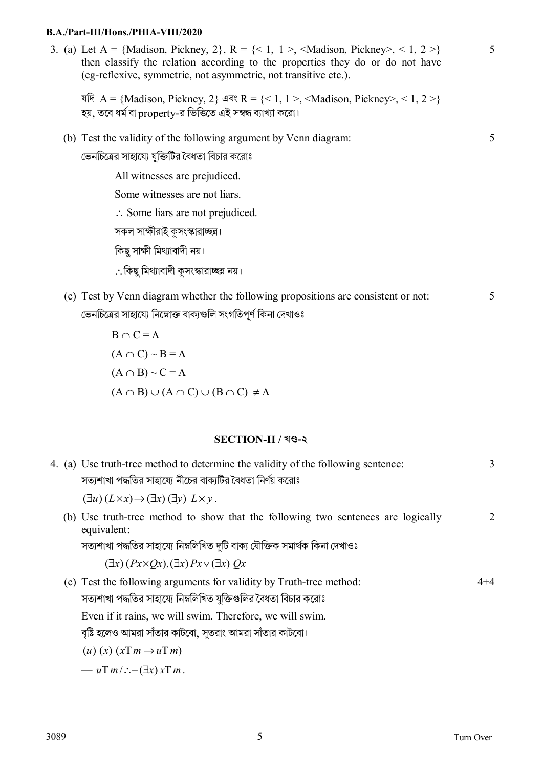3. (a) Let A = {Madison, Pickney, 2}, R = {< 1, 1 >, <Madison, Pickney>, < 1, 2 >} then classify the relation according to the properties they do or do not have (eg-reflexive, symmetric, not asymmetric, not transitive etc.). 5

যদি A = {Madison, Pickney, 2} এবং R = {< 1, 1 >, <Madison, Pickney>, < 1, 2 >} হয়, তবে ধর্ম বা property-র ভিত্তিতে এই সম্বন্ধ ব্যাখ্যা করো।

(b) Test the validity of the following argument by Venn diagram: 5

ভেনচিত্রের সাহায্যে যুক্তিটির বৈধতা বিচার করোঃ

All witnesses are prejudiced.

Some witnesses are not liars.

$\therefore$ Some liars are not prejudiced.

সকল সাক্ষীরাই কুসংস্কারাচ্ছন্ন।

কিছু সাক্ষী মিথ্যাবাদী নয়।

$\therefore$ কিছু মিথ্যাবাদী কুসংস্কারাচ্ছন্ন নয়।

(c) Test by Venn diagram whether the following propositions are consistent or not: 5

ভেনচিত্রের সাহায্যে নিম্নোক্ত বাক্যগুলি সংগতিপূর্ণ কিনা দেখাওঃ

$B \cap C = \Lambda$

$(A \cap C) \sim B = \Lambda$

$(A \cap B) \sim C = \Lambda$

$(A \cap B) \cup (A \cap C) \cup (B \cap C) \neq \Lambda$

## SECTION-II / খণ্ড-২

4. (a) Use truth-tree method to determine the validity of the following sentence: 3

সত্যশাখা পদ্ধতির সাহায্যে নীচের বাক্যটির বৈধতা নির্ণয় করোঃ

$(\exists u)\,(L \times x) \rightarrow (\exists x)\,(\exists y)\;L \times y$.

(b) Use truth-tree method to show that the following two sentences are logically equivalent: 2

সত্যশাখা পদ্ধতির সাহায্যে নিম্নলিখিত দুটি বাক্য যৌক্তিক সমার্থক কিনা দেখাওঃ

$(\exists x)\,(Px \times Qx), (\exists x)\,Px \vee (\exists x)\;Qx$

(c) Test the following arguments for validity by Truth-tree method: 4+4

সত্যশাখা পদ্ধতির সাহায্যে নিম্নলিখিত যুক্তিগুলির বৈধতা বিচার করোঃ

Even if it rains, we will swim. Therefore, we will swim.

বৃষ্টি হলেও আমরা সাঁতার কাটবো, সুতরাং আমরা সাঁতার কাটবো।

$(u)\;(x)\;(x\mathrm{T}\,m \rightarrow u\mathrm{T}\,m)$

$-\; u\mathrm{T}\,m \,/ \therefore - (\exists x)\,x\mathrm{T}\,m$.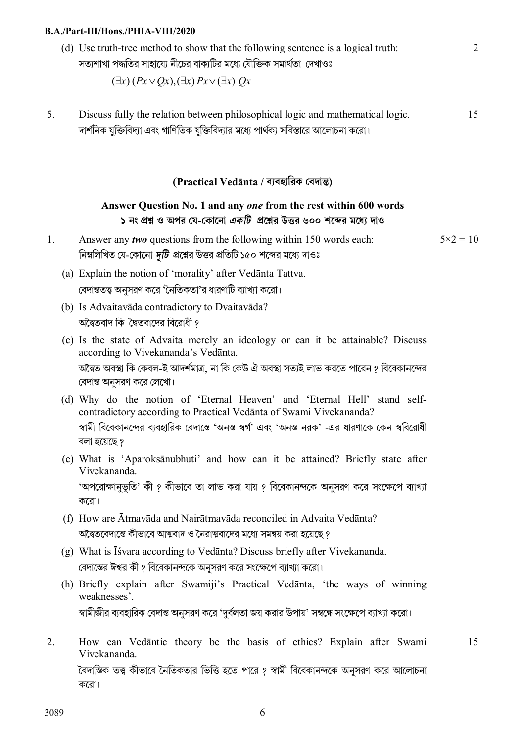(d) Use truth-tree method to show that the following sentence is a logical truth: 2

সত্যশাখা পদ্ধতির সাহায্যে নীচের বাক্যটির মধ্যে যৌক্তিক সমার্থতা দেখাওঃ

$(\exists x)(Px \vee Qx), (\exists x) Px \vee (\exists x) Qx$

5. Discuss fully the relation between philosophical logic and mathematical logic. 15

দার্শনিক যুক্তিবিদ্যা এবং গাণিতিক যুক্তিবিদ্যার মধ্যে পার্থক্য সবিস্তারে আলোচনা করো।

## (Practical Vedānta / ব্যবহারিক বেদান্ত)

### Answer Question No. 1 and any *one* from the rest within 600 words

### ১ নং প্রশ্ন ও অপর যে-কোনো *একটি* প্রশ্নের উত্তর ৬০০ শব্দের মধ্যে দাও

1. Answer any ***two*** questions from the following within 150 words each: $5 \times 2 = 10$

নিম্নলিখিত যে-কোনো ***দুটি*** প্রশ্নের উত্তর প্রতিটি ১৫০ শব্দের মধ্যে দাওঃ

(a) Explain the notion of 'morality' after Vedānta Tattva.

বেদান্ততত্ত্ব অনুসরণ করে 'নৈতিকতা'র ধারণাটি ব্যাখ্যা করো।

(b) Is Advaitavāda contradictory to Dvaitavāda?

অদ্বৈতবাদ কি দ্বৈতবাদের বিরোধী ?

(c) Is the state of Advaita merely an ideology or can it be attainable? Discuss according to Vivekananda's Vedānta.

অদ্বৈত অবস্থা কি কেবল-ই আদর্শমাত্র, না কি কেউ ঐ অবস্থা সত্যই লাভ করতে পারেন ? বিবেকানন্দের বেদান্ত অনুসরণ করে লেখো।

(d) Why do the notion of 'Eternal Heaven' and 'Eternal Hell' stand self-contradictory according to Practical Vedānta of Swami Vivekananda?

স্বামী বিবেকানন্দের ব্যবহারিক বেদান্তে 'অনন্ত স্বর্গ' এবং 'অনন্ত নরক' -এর ধারণাকে কেন স্ববিরোধী বলা হয়েছে ?

(e) What is 'Aparoksānubhuti' and how can it be attained? Briefly state after Vivekananda.

'অপরোক্ষানুভূতি' কী ? কীভাবে তা লাভ করা যায় ? বিবেকানন্দকে অনুসরণ করে সংক্ষেপে ব্যাখ্যা করো।

(f) How are Ātmavāda and Nairātmavāda reconciled in Advaita Vedānta?

অদ্বৈতবেদান্তে কীভাবে আত্মবাদ ও নৈরাত্মবাদের মধ্যে সমন্বয় করা হয়েছে ?

(g) What is Īśvara according to Vedānta? Discuss briefly after Vivekananda.

বেদান্তের ঈশ্বর কী ? বিবেকানন্দকে অনুসরণ করে সংক্ষেপে ব্যাখ্যা করো।

(h) Briefly explain after Swamiji's Practical Vedānta, 'the ways of winning weaknesses'.

স্বামীজীর ব্যবহারিক বেদান্ত অনুসরণ করে 'দুর্বলতা জয় করার উপায়' সম্বন্ধে সংক্ষেপে ব্যাখ্যা করো।

2. How can Vedāntic theory be the basis of ethics? Explain after Swami Vivekananda. 15

বৈদান্তিক তত্ত্ব কীভাবে নৈতিকতার ভিত্তি হতে পারে ? স্বামী বিবেকানন্দকে অনুসরণ করে আলোচনা করো।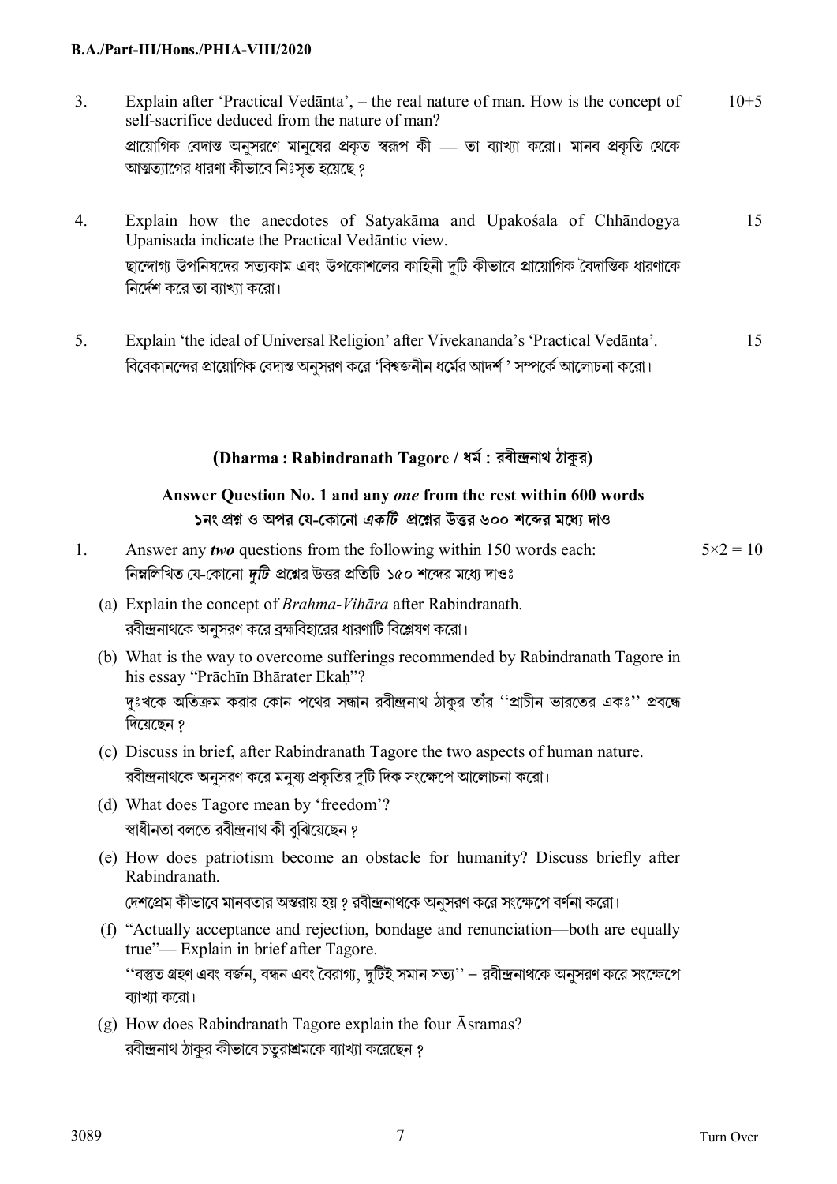3. Explain after 'Practical Vedānta', – the real nature of man. How is the concept of self-sacrifice deduced from the nature of man? 10+5

   প্রায়োগিক বেদান্ত অনুসরণে মানুষের প্রকৃত স্বরূপ কী — তা ব্যাখ্যা করো। মানব প্রকৃতি থেকে আত্মত্যাগের ধারণা কীভাবে নিঃসৃত হয়েছে?

4. Explain how the anecdotes of Satyakāma and Upakośala of Chhāndogya Upanisada indicate the Practical Vedāntic view. 15

   ছান্দোগ্য উপনিষদের সত্যকাম এবং উপকোশলের কাহিনী দুটি কীভাবে প্রায়োগিক বৈদান্তিক ধারণাকে নির্দেশ করে তা ব্যাখ্যা করো।

5. Explain 'the ideal of Universal Religion' after Vivekananda's 'Practical Vedānta'. 15

   বিবেকানন্দের প্রায়োগিক বেদান্ত অনুসরণ করে 'বিশ্বজনীন ধর্মের আদর্শ' সম্পর্কে আলোচনা করো।

## (Dharma : Rabindranath Tagore / ধর্ম : রবীন্দ্রনাথ ঠাকুর)

**Answer Question No. 1 and any *one* from the rest within 600 words**
**১নং প্রশ্ন ও অপর যে-কোনো *একটি* প্রশ্নের উত্তর ৬০০ শব্দের মধ্যে দাও**

1. Answer any ***two*** questions from the following within 150 words each: $5\times2 = 10$

   নিম্নলিখিত যে-কোনো ***দুটি*** প্রশ্নের উত্তর প্রতিটি ১৫০ শব্দের মধ্যে দাওঃ

   (a) Explain the concept of *Brahma-Vihāra* after Rabindranath.
   রবীন্দ্রনাথকে অনুসরণ করে ব্রহ্মবিহারের ধারণাটি বিশ্লেষণ করো।

   (b) What is the way to overcome sufferings recommended by Rabindranath Tagore in his essay "Prāchīn Bhārater Ekaḥ"?
   দুঃখকে অতিক্রম করার কোন পথের সন্ধান রবীন্দ্রনাথ ঠাকুর তাঁর ''প্রাচীন ভারতের একঃ'' প্রবন্ধে দিয়েছেন?

   (c) Discuss in brief, after Rabindranath Tagore the two aspects of human nature.
   রবীন্দ্রনাথকে অনুসরণ করে মনুষ্য প্রকৃতির দুটি দিক সংক্ষেপে আলোচনা করো।

   (d) What does Tagore mean by 'freedom'?
   স্বাধীনতা বলতে রবীন্দ্রনাথ কী বুঝিয়েছেন?

   (e) How does patriotism become an obstacle for humanity? Discuss briefly after Rabindranath.
   দেশপ্রেম কীভাবে মানবতার অন্তরায় হয়? রবীন্দ্রনাথকে অনুসরণ করে সংক্ষেপে বর্ণনা করো।

   (f) "Actually acceptance and rejection, bondage and renunciation—both are equally true"— Explain in brief after Tagore.
   ''বস্তুত গ্রহণ এবং বর্জন, বন্ধন এবং বৈরাগ্য, দুটিই সমান সত্য'' – রবীন্দ্রনাথকে অনুসরণ করে সংক্ষেপে ব্যাখ্যা করো।

   (g) How does Rabindranath Tagore explain the four Āsramas?
   রবীন্দ্রনাথ ঠাকুর কীভাবে চতুরাশ্রমকে ব্যাখ্যা করেছেন?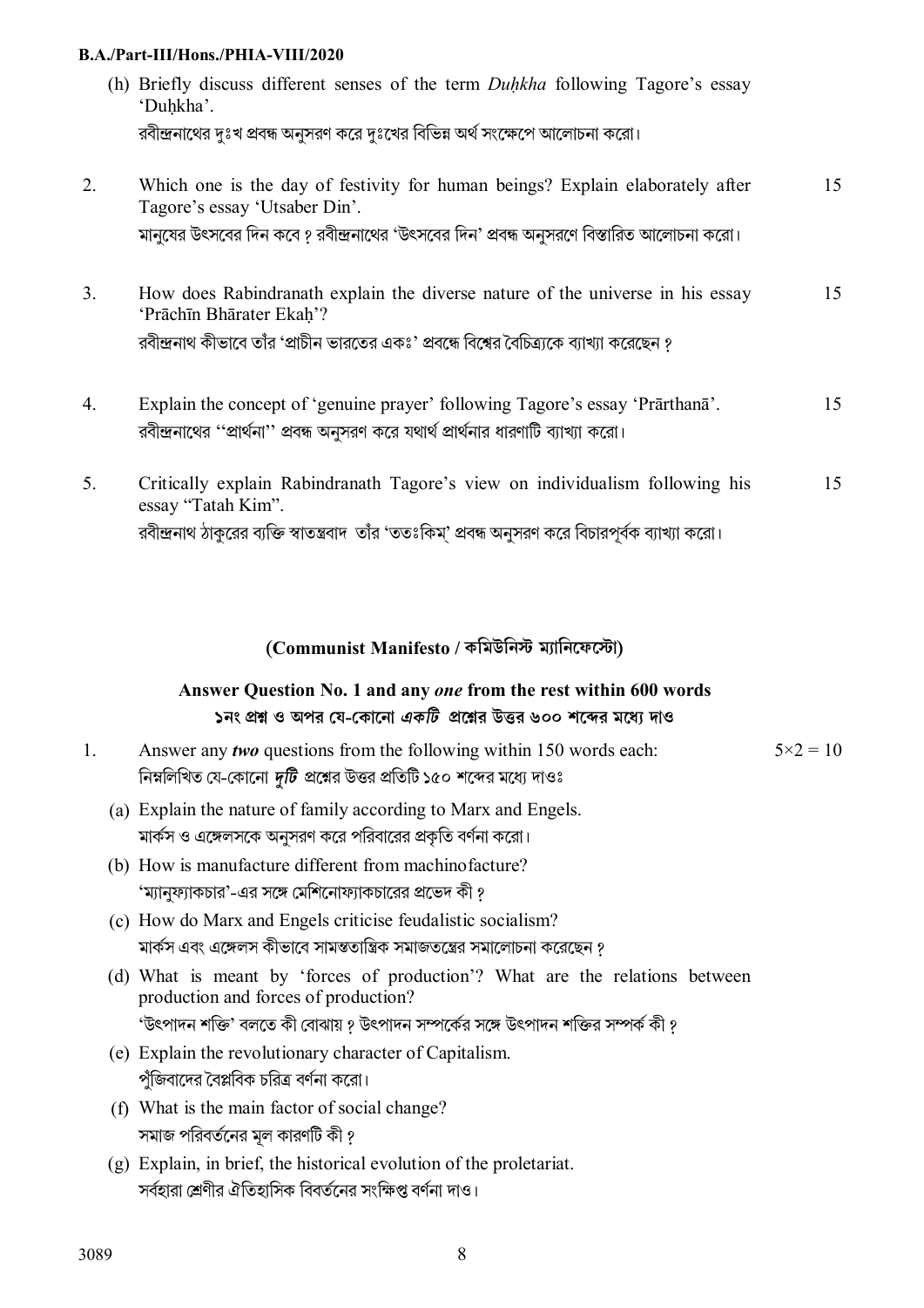(h) Briefly discuss different senses of the term *Duḥkha* following Tagore's essay 'Duḥkha'.
রবীন্দ্রনাথের দুঃখ প্রবন্ধ অনুসরণ করে দুঃখের বিভিন্ন অর্থ সংক্ষেপে আলোচনা করো।

2. Which one is the day of festivity for human beings? Explain elaborately after Tagore's essay 'Utsaber Din'. 15
মানুষের উৎসবের দিন কবে? রবীন্দ্রনাথের 'উৎসবের দিন' প্রবন্ধ অনুসরণে বিস্তারিত আলোচনা করো।

3. How does Rabindranath explain the diverse nature of the universe in his essay 'Prāchīn Bhārater Ekaḥ'? 15
রবীন্দ্রনাথ কীভাবে তাঁর 'প্রাচীন ভারতের একঃ' প্রবন্ধে বিশ্বের বৈচিত্র্যকে ব্যাখ্যা করেছেন?

4. Explain the concept of 'genuine prayer' following Tagore's essay 'Prārthanā'. 15
রবীন্দ্রনাথের ''প্রার্থনা'' প্রবন্ধ অনুসরণ করে যথার্থ প্রার্থনার ধারণাটি ব্যাখ্যা করো।

5. Critically explain Rabindranath Tagore's view on individualism following his essay "Tatah Kim". 15
রবীন্দ্রনাথ ঠাকুরের ব্যক্তি স্বাতন্ত্রবাদ তাঁর 'ততঃকিম্' প্রবন্ধ অনুসরণ করে বিচারপূর্বক ব্যাখ্যা করো।

## (Communist Manifesto / কমিউনিস্ট ম্যানিফেস্টো)

**Answer Question No. 1 and any *one* from the rest within 600 words**
**১নং প্রশ্ন ও অপর যে-কোনো *একটি* প্রশ্নের উত্তর ৬০০ শব্দের মধ্যে দাও**

1. Answer any ***two*** questions from the following within 150 words each: $5\times2 = 10$
নিম্নলিখিত যে-কোনো ***দুটি*** প্রশ্নের উত্তর প্রতিটি ১৫০ শব্দের মধ্যে দাওঃ

(a) Explain the nature of family according to Marx and Engels.
মার্কস ও এঙ্গেলসকে অনুসরণ করে পরিবারের প্রকৃতি বর্ণনা করো।

(b) How is manufacture different from machinofacture?
'ম্যানুফ্যাকচার'-এর সঙ্গে মেশিনোফ্যাকচারের প্রভেদ কী?

(c) How do Marx and Engels criticise feudalistic socialism?
মার্কস এবং এঙ্গেলস কীভাবে সামন্ততান্ত্রিক সমাজতন্ত্রের সমালোচনা করেছেন?

(d) What is meant by 'forces of production'? What are the relations between production and forces of production?
'উৎপাদন শক্তি' বলতে কী বোঝায়? উৎপাদন সম্পর্কের সঙ্গে উৎপাদন শক্তির সম্পর্ক কী?

(e) Explain the revolutionary character of Capitalism.
পুঁজিবাদের বৈপ্লবিক চরিত্র বর্ণনা করো।

(f) What is the main factor of social change?
সমাজ পরিবর্তনের মূল কারণটি কী?

(g) Explain, in brief, the historical evolution of the proletariat.
সর্বহারা শ্রেণীর ঐতিহাসিক বিবর্তনের সংক্ষিপ্ত বর্ণনা দাও।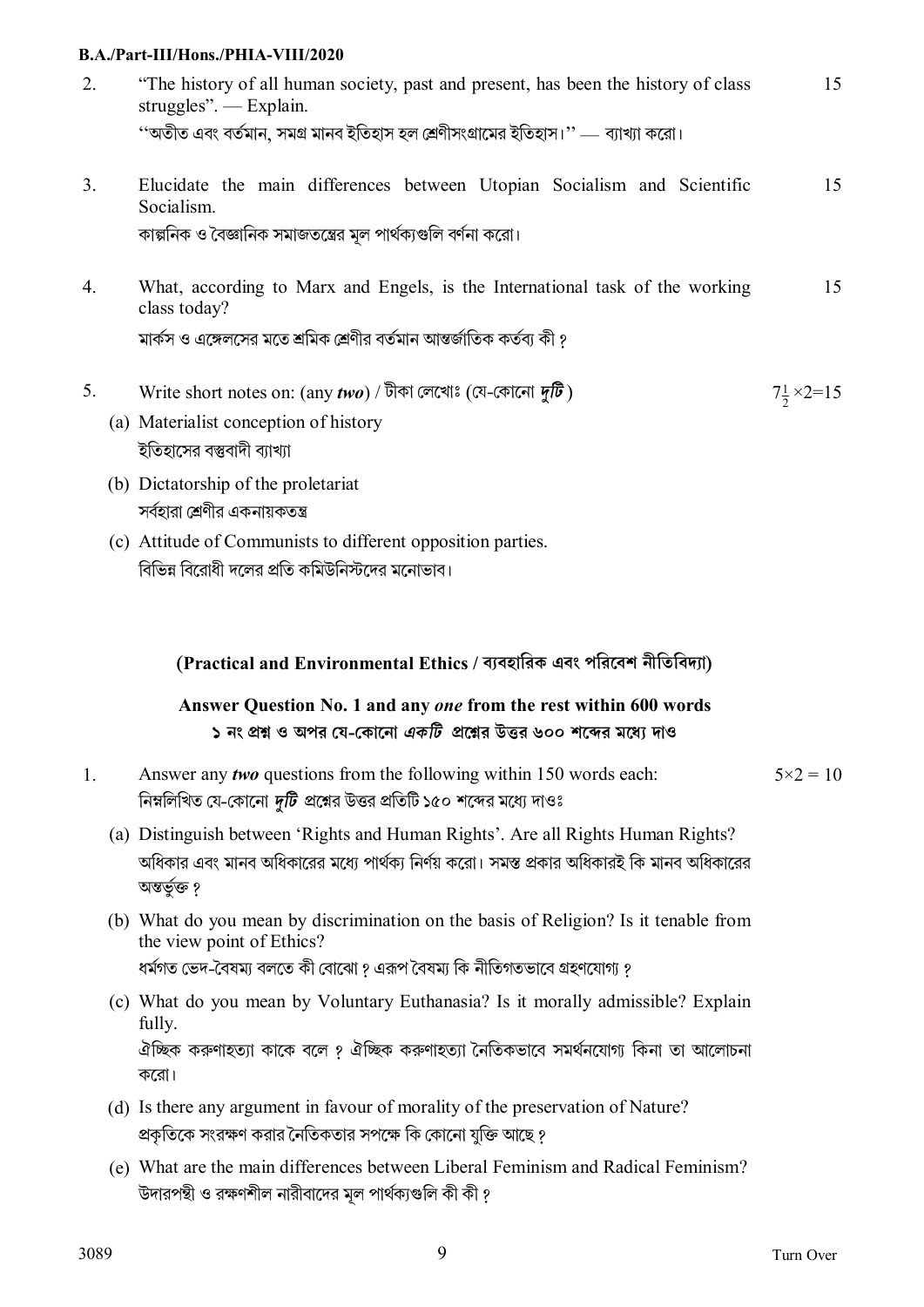2. "The history of all human society, past and present, has been the history of class struggles". — Explain. 15

''অতীত এবং বর্তমান, সমগ্র মানব ইতিহাস হল শ্রেণীসংগ্রামের ইতিহাস।'' — ব্যাখ্যা করো।

3. Elucidate the main differences between Utopian Socialism and Scientific Socialism. 15

কাল্পনিক ও বৈজ্ঞানিক সমাজতন্ত্রের মূল পার্থক্যগুলি বর্ণনা করো।

4. What, according to Marx and Engels, is the International task of the working class today? 15

মার্কস ও এঙ্গেলসের মতে শ্রমিক শ্রেণীর বর্তমান আন্তর্জাতিক কর্তব্য কী?

5. Write short notes on: (any ***two***) / টীকা লেখোঃ (যে-কোনো ***দুটি***) $7\frac{1}{2} \times 2 = 15$

(a) Materialist conception of history
ইতিহাসের বস্তুবাদী ব্যাখ্যা

(b) Dictatorship of the proletariat
সর্বহারা শ্রেণীর একনায়কতন্ত্র

(c) Attitude of Communists to different opposition parties.
বিভিন্ন বিরোধী দলের প্রতি কমিউনিস্টদের মনোভাব।

## (Practical and Environmental Ethics / ব্যবহারিক এবং পরিবেশ নীতিবিদ্যা)

**Answer Question No. 1 and any *one* from the rest within 600 words**
**১ নং প্রশ্ন ও অপর যে-কোনো *একটি* প্রশ্নের উত্তর ৬০০ শব্দের মধ্যে দাও**

1. Answer any ***two*** questions from the following within 150 words each: $5 \times 2 = 10$

নিম্নলিখিত যে-কোনো ***দুটি*** প্রশ্নের উত্তর প্রতিটি ১৫০ শব্দের মধ্যে দাওঃ

(a) Distinguish between 'Rights and Human Rights'. Are all Rights Human Rights?
অধিকার এবং মানব অধিকারের মধ্যে পার্থক্য নির্ণয় করো। সমস্ত প্রকার অধিকারই কি মানব অধিকারের অন্তর্ভুক্ত?

(b) What do you mean by discrimination on the basis of Religion? Is it tenable from the view point of Ethics?
ধর্মগত ভেদ-বৈষম্য বলতে কী বোঝো? এরূপ বৈষম্য কি নীতিগতভাবে গ্রহণযোগ্য?

(c) What do you mean by Voluntary Euthanasia? Is it morally admissible? Explain fully.
ঐচ্ছিক করুণাহত্যা কাকে বলে? ঐচ্ছিক করুণাহত্যা নৈতিকভাবে সমর্থনযোগ্য কিনা তা আলোচনা করো।

(d) Is there any argument in favour of morality of the preservation of Nature?
প্রকৃতিকে সংরক্ষণ করার নৈতিকতার সপক্ষে কি কোনো যুক্তি আছে?

(e) What are the main differences between Liberal Feminism and Radical Feminism?
উদারপন্থী ও রক্ষণশীল নারীবাদের মূল পার্থক্যগুলি কী কী?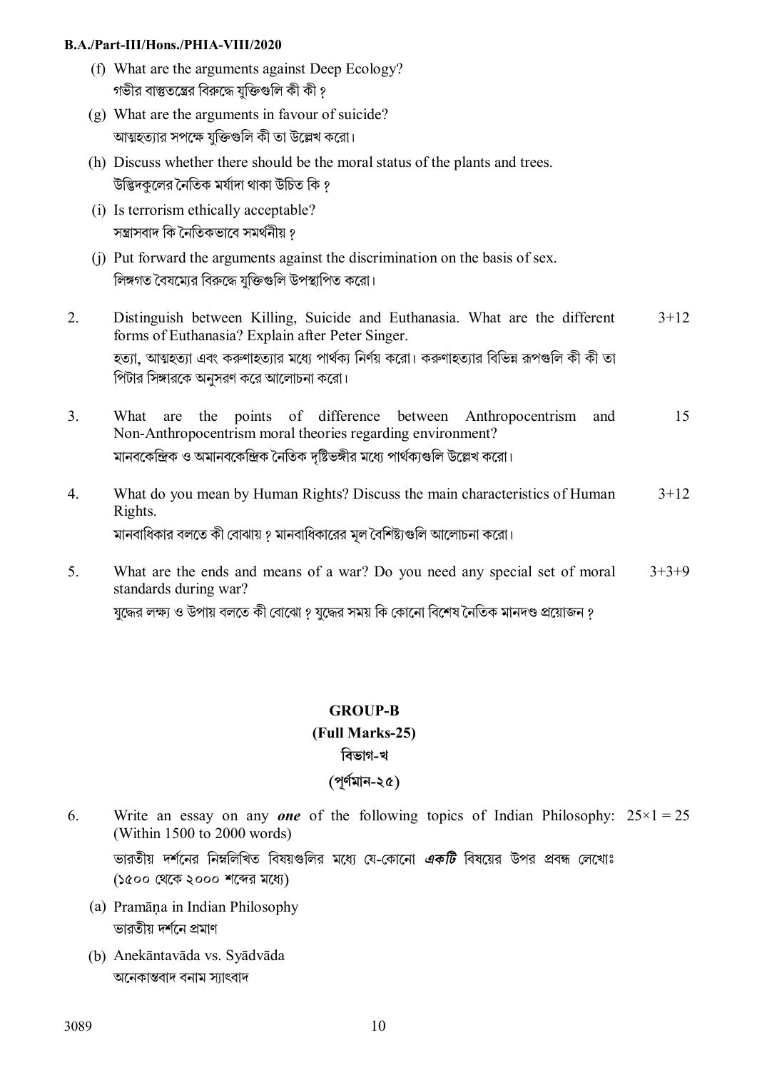(f) What are the arguments against Deep Ecology?
গভীর বাস্তুতন্ত্রের বিরুদ্ধে যুক্তিগুলি কী কী ?

(g) What are the arguments in favour of suicide?
আত্মহত্যার সপক্ষে যুক্তিগুলি কী তা উল্লেখ করো।

(h) Discuss whether there should be the moral status of the plants and trees.
উদ্ভিদকুলের নৈতিক মর্যাদা থাকা উচিত কি ?

(i) Is terrorism ethically acceptable?
সন্ত্রাসবাদ কি নৈতিকভাবে সমর্থনীয় ?

(j) Put forward the arguments against the discrimination on the basis of sex.
লিঙ্গগত বৈষম্যের বিরুদ্ধে যুক্তিগুলি উপস্থাপিত করো।

2. Distinguish between Killing, Suicide and Euthanasia. What are the different forms of Euthanasia? Explain after Peter Singer. 3+12

হত্যা, আত্মহত্যা এবং করুণাহত্যার মধ্যে পার্থক্য নির্ণয় করো। করুণাহত্যার বিভিন্ন রূপগুলি কী কী তা পিটার সিঙ্গারকে অনুসরণ করে আলোচনা করো।

3. What are the points of difference between Anthropocentrism and Non-Anthropocentrism moral theories regarding environment? 15

মানবকেন্দ্রিক ও অমানবকেন্দ্রিক নৈতিক দৃষ্টিভঙ্গীর মধ্যে পার্থক্যগুলি উল্লেখ করো।

4. What do you mean by Human Rights? Discuss the main characteristics of Human Rights. 3+12

মানবাধিকার বলতে কী বোঝায় ? মানবাধিকারের মূল বৈশিষ্ট্যগুলি আলোচনা করো।

5. What are the ends and means of a war? Do you need any special set of moral standards during war? 3+3+9

যুদ্ধের লক্ষ্য ও উপায় বলতে কী বোঝো ? যুদ্ধের সময় কি কোনো বিশেষ নৈতিক মানদণ্ড প্রয়োজন ?

## GROUP-B
### (Full Marks-25)
## বিভাগ-খ
### (পূর্ণমান-২৫)

6. Write an essay on any ***one*** of the following topics of Indian Philosophy: (Within 1500 to 2000 words) $25\times1 = 25$

ভারতীয় দর্শনের নিম্নলিখিত বিষয়গুলির মধ্যে যে-কোনো ***একটি*** বিষয়ের উপর প্রবন্ধ লেখোঃ (১৫০০ থেকে ২০০০ শব্দের মধ্যে)

(a) Pramāṇa in Indian Philosophy
ভারতীয় দর্শনে প্রমাণ

(b) Anekāntavāda vs. Syādvāda
অনেকান্তবাদ বনাম স্যাৎবাদ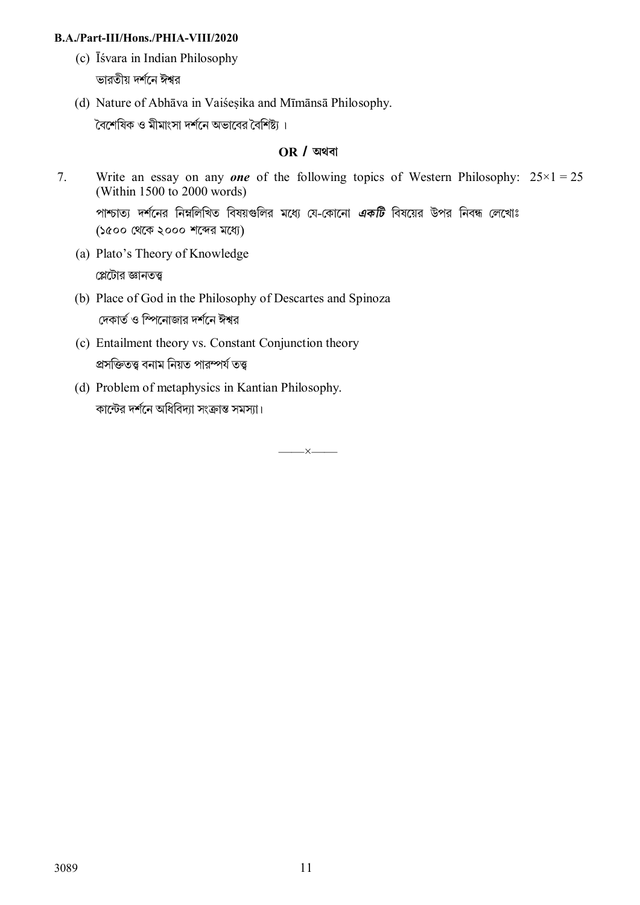(c) Īśvara in Indian Philosophy

ভারতীয় দর্শনে ঈশ্বর

(d) Nature of Abhāva in Vaiśeṣika and Mīmānsā Philosophy.

বৈশেষিক ও মীমাংসা দর্শনে অভাবের বৈশিষ্ট্য ।

**OR / অথবা**

7. Write an essay on any ***one*** of the following topics of Western Philosophy: $25 \times 1 = 25$ (Within 1500 to 2000 words)

পাশ্চাত্য দর্শনের নিম্নলিখিত বিষয়গুলির মধ্যে যে-কোনো ***একটি*** বিষয়ের উপর নিবন্ধ লেখোঃ (১৫০০ থেকে ২০০০ শব্দের মধ্যে)

(a) Plato's Theory of Knowledge

প্লেটোর জ্ঞানতত্ত্ব

(b) Place of God in the Philosophy of Descartes and Spinoza

দেকার্ত ও স্পিনোজার দর্শনে ঈশ্বর

(c) Entailment theory vs. Constant Conjunction theory

প্রসক্তিতত্ত্ব বনাম নিয়ত পারম্পর্য তত্ত্ব

(d) Problem of metaphysics in Kantian Philosophy.

কান্টের দর্শনে অধিবিদ্যা সংক্রান্ত সমস্যা।

———×———